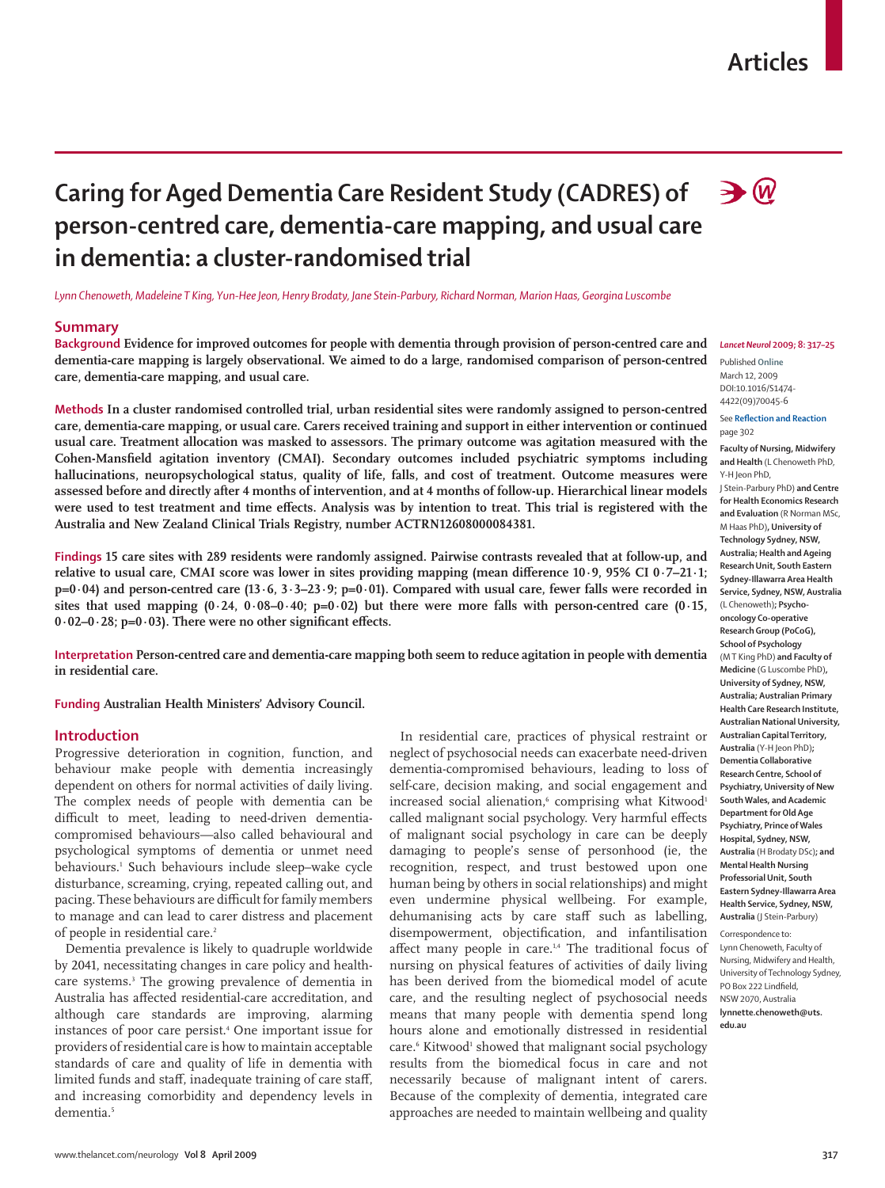# Caring for Aged Dementia Care Resident Study (CADRES) of person-centred care, dementia-care mapping, and usual care in dementia: a cluster-randomised trial

*Lynn Chenoweth, Madeleine T King, Yun-Hee Jeon, Henry Brodaty, Jane Stein-Parbury, Richard Norman, Marion Haas, Georgina Luscombe*

## Summary

**Background** **Evidence for improved outcomes for people with dementia through provision of person-centred care and dementia-care mapping is largely observational. We aimed to do a large, randomised comparison of person-centred care, dementia-care mapping, and usual care.**

**Methods** **In a cluster randomised controlled trial, urban residential sites were randomly assigned to person-centred care, dementia-care mapping, or usual care. Carers received training and support in either intervention or continued usual care. Treatment allocation was masked to assessors. The primary outcome was agitation measured with the Cohen-Mansfield agitation inventory (CMAI). Secondary outcomes included psychiatric symptoms including hallucinations, neuropsychological status, quality of life, falls, and cost of treatment. Outcome measures were assessed before and directly after 4 months of intervention, and at 4 months of follow-up. Hierarchical linear models were used to test treatment and time effects. Analysis was by intention to treat. This trial is registered with the Australia and New Zealand Clinical Trials Registry, number ACTRN12608000084381.**

**Findings** **15 care sites with 289 residents were randomly assigned. Pairwise contrasts revealed that at follow-up, and relative to usual care, CMAI score was lower in sites providing mapping (mean difference 10·9, 95% CI 0·7–21·1; p=0·04) and person-centred care (13·6, 3·3–23·9; p=0·01). Compared with usual care, fewer falls were recorded in sites that used mapping (0·24, 0·08–0·40; p=0·02) but there were more falls with person-centred care (0·15, 0·02–0·28; p=0·03). There were no other significant effects.**

**Interpretation** **Person-centred care and dementia-care mapping both seem to reduce agitation in people with dementia in residential care.**

**Funding** **Australian Health Ministers' Advisory Council.**

*Lancet Neurol* 2009; 8: 317–25

Published **Online** March 12, 2009 DOI:10.1016/S1474-4422(09)70045-6

See **Reflection and Reaction** page 302

**Faculty of Nursing, Midwifery and Health** (L Chenoweth PhD, Y-H Jeon PhD, J Stein-Parbury PhD) **and Centre for Health Economics Research and Evaluation** (R Norman MSc, M Haas PhD)**, University of Technology Sydney, NSW, Australia; Health and Ageing Research Unit, South Eastern Sydney-Illawarra Area Health Service, Sydney, NSW, Australia** (L Chenoweth)**; Psycho-oncology Co-operative Research Group (PoCoG), School of Psychology** (M T King PhD) **and Faculty of Medicine** (G Luscombe PhD)**, University of Sydney, NSW, Australia; Australian Primary Health Care Research Institute, Australian National University, Australian Capital Territory, Australia** (Y-H Jeon PhD)**; Dementia Collaborative Research Centre, School of Psychiatry, University of New South Wales, and Academic Department for Old Age Psychiatry, Prince of Wales Hospital, Sydney, NSW, Australia** (H Brodaty DSc)**; and Mental Health Nursing Professorial Unit, South Eastern Sydney-Illawarra Area Health Service, Sydney, NSW, Australia** (J Stein-Parbury)

Correspondence to: Lynn Chenoweth, Faculty of Nursing, Midwifery and Health, University of Technology Sydney, PO Box 222 Lindfield, NSW 2070, Australia **lynnette.chenoweth@uts.edu.au**

## Introduction

Progressive deterioration in cognition, function, and behaviour make people with dementia increasingly dependent on others for normal activities of daily living. The complex needs of people with dementia can be difficult to meet, leading to need-driven dementia-compromised behaviours—also called behavioural and psychological symptoms of dementia or unmet need behaviours.[1] Such behaviours include sleep–wake cycle disturbance, screaming, crying, repeated calling out, and pacing. These behaviours are difficult for family members to manage and can lead to carer distress and placement of people in residential care.[2]

Dementia prevalence is likely to quadruple worldwide by 2041, necessitating changes in care policy and health-care systems.[3] The growing prevalence of dementia in Australia has affected residential-care accreditation, and although care standards are improving, alarming instances of poor care persist.[4] One important issue for providers of residential care is how to maintain acceptable standards of care and quality of life in dementia with limited funds and staff, inadequate training of care staff, and increasing comorbidity and dependency levels in dementia.[5]

In residential care, practices of physical restraint or neglect of psychosocial needs can exacerbate need-driven dementia-compromised behaviours, leading to loss of self-care, decision making, and social engagement and increased social alienation,[6] comprising what Kitwood[1] called malignant social psychology. Very harmful effects of malignant social psychology in care can be deeply damaging to people's sense of personhood (ie, the recognition, respect, and trust bestowed upon one human being by others in social relationships) and might even undermine physical wellbeing. For example, dehumanising acts by care staff such as labelling, disempowerment, objectification, and infantilisation affect many people in care.[1,4] The traditional focus of nursing on physical features of activities of daily living has been derived from the biomedical model of acute care, and the resulting neglect of psychosocial needs means that many people with dementia spend long hours alone and emotionally distressed in residential care.[6] Kitwood[1] showed that malignant social psychology results from the biomedical focus in care and not necessarily because of malignant intent of carers. Because of the complexity of dementia, integrated care approaches are needed to maintain wellbeing and quality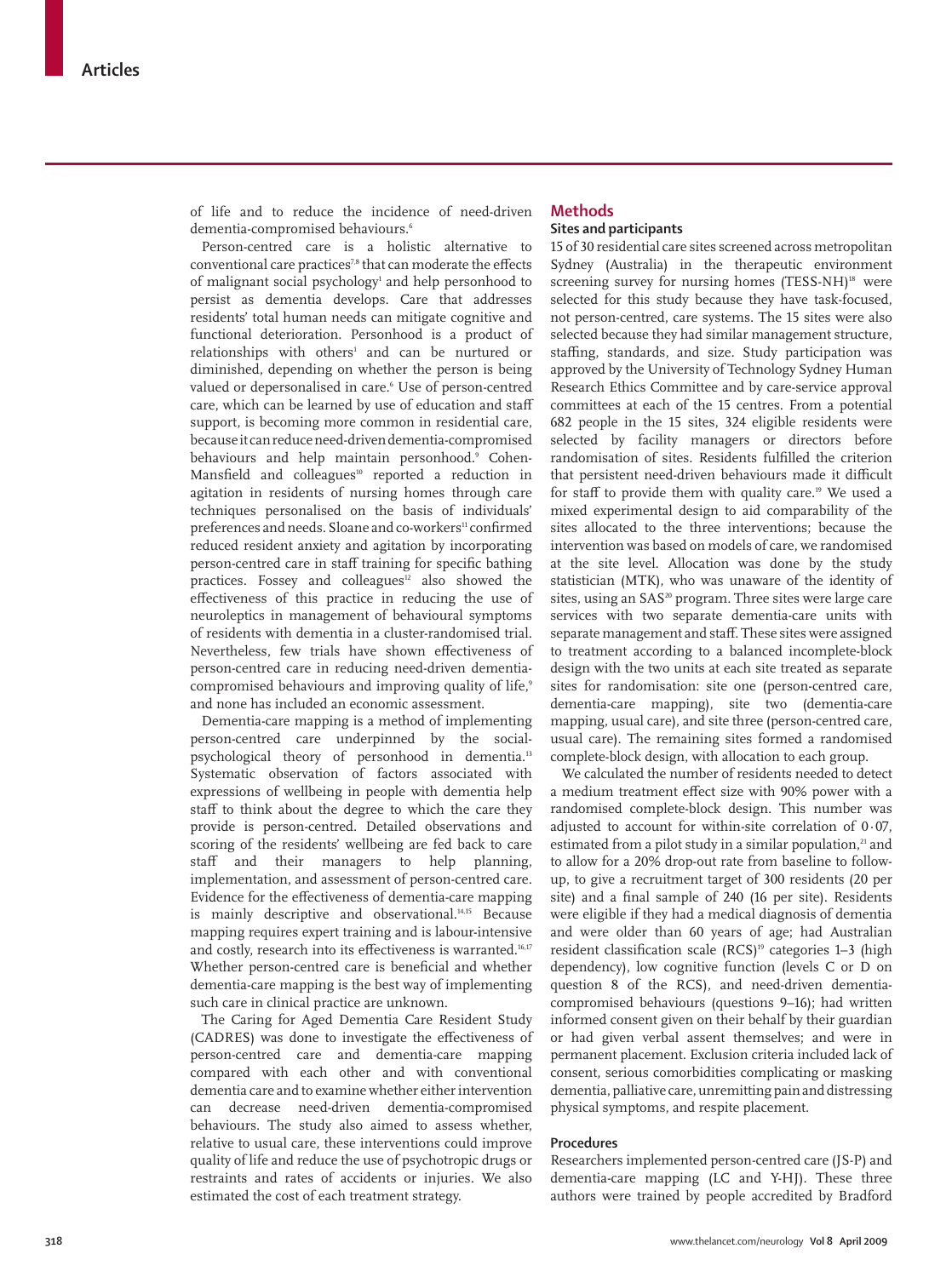of life and to reduce the incidence of need-driven dementia-compromised behaviours.[6]

Person-centred care is a holistic alternative to conventional care practices[7,8] that can moderate the effects of malignant social psychology[1] and help personhood to persist as dementia develops. Care that addresses residents' total human needs can mitigate cognitive and functional deterioration. Personhood is a product of relationships with others[1] and can be nurtured or diminished, depending on whether the person is being valued or depersonalised in care.[6] Use of person-centred care, which can be learned by use of education and staff support, is becoming more common in residential care, because it can reduce need-driven dementia-compromised behaviours and help maintain personhood.[9] Cohen-Mansfield and colleagues[10] reported a reduction in agitation in residents of nursing homes through care techniques personalised on the basis of individuals' preferences and needs. Sloane and co-workers[11] confirmed reduced resident anxiety and agitation by incorporating person-centred care in staff training for specific bathing practices. Fossey and colleagues[12] also showed the effectiveness of this practice in reducing the use of neuroleptics in management of behavioural symptoms of residents with dementia in a cluster-randomised trial. Nevertheless, few trials have shown effectiveness of person-centred care in reducing need-driven dementia-compromised behaviours and improving quality of life,[9] and none has included an economic assessment.

Dementia-care mapping is a method of implementing person-centred care underpinned by the social-psychological theory of personhood in dementia.[13] Systematic observation of factors associated with expressions of wellbeing in people with dementia help staff to think about the degree to which the care they provide is person-centred. Detailed observations and scoring of the residents' wellbeing are fed back to care staff and their managers to help planning, implementation, and assessment of person-centred care. Evidence for the effectiveness of dementia-care mapping is mainly descriptive and observational.[14,15] Because mapping requires expert training and is labour-intensive and costly, research into its effectiveness is warranted.[16,17] Whether person-centred care is beneficial and whether dementia-care mapping is the best way of implementing such care in clinical practice are unknown.

The Caring for Aged Dementia Care Resident Study (CADRES) was done to investigate the effectiveness of person-centred care and dementia-care mapping compared with each other and with conventional dementia care and to examine whether either intervention can decrease need-driven dementia-compromised behaviours. The study also aimed to assess whether, relative to usual care, these interventions could improve quality of life and reduce the use of psychotropic drugs or restraints and rates of accidents or injuries. We also estimated the cost of each treatment strategy.

## Methods

### Sites and participants

15 of 30 residential care sites screened across metropolitan Sydney (Australia) in the therapeutic environment screening survey for nursing homes (TESS-NH)[18] were selected for this study because they have task-focused, not person-centred, care systems. The 15 sites were also selected because they had similar management structure, staffing, standards, and size. Study participation was approved by the University of Technology Sydney Human Research Ethics Committee and by care-service approval committees at each of the 15 centres. From a potential 682 people in the 15 sites, 324 eligible residents were selected by facility managers or directors before randomisation of sites. Residents fulfilled the criterion that persistent need-driven behaviours made it difficult for staff to provide them with quality care.[19] We used a mixed experimental design to aid comparability of the sites allocated to the three interventions; because the intervention was based on models of care, we randomised at the site level. Allocation was done by the study statistician (MTK), who was unaware of the identity of sites, using an SAS[20] program. Three sites were large care services with two separate dementia-care units with separate management and staff. These sites were assigned to treatment according to a balanced incomplete-block design with the two units at each site treated as separate sites for randomisation: site one (person-centred care, dementia-care mapping), site two (dementia-care mapping, usual care), and site three (person-centred care, usual care). The remaining sites formed a randomised complete-block design, with allocation to each group.

We calculated the number of residents needed to detect a medium treatment effect size with 90% power with a randomised complete-block design. This number was adjusted to account for within-site correlation of 0·07, estimated from a pilot study in a similar population,[21] and to allow for a 20% drop-out rate from baseline to follow-up, to give a recruitment target of 300 residents (20 per site) and a final sample of 240 (16 per site). Residents were eligible if they had a medical diagnosis of dementia and were older than 60 years of age; had Australian resident classification scale (RCS)[19] categories 1–3 (high dependency), low cognitive function (levels C or D on question 8 of the RCS), and need-driven dementia-compromised behaviours (questions 9–16); had written informed consent given on their behalf by their guardian or had given verbal assent themselves; and were in permanent placement. Exclusion criteria included lack of consent, serious comorbidities complicating or masking dementia, palliative care, unremitting pain and distressing physical symptoms, and respite placement.

### Procedures

Researchers implemented person-centred care (JS-P) and dementia-care mapping (LC and Y-HJ). These three authors were trained by people accredited by Bradford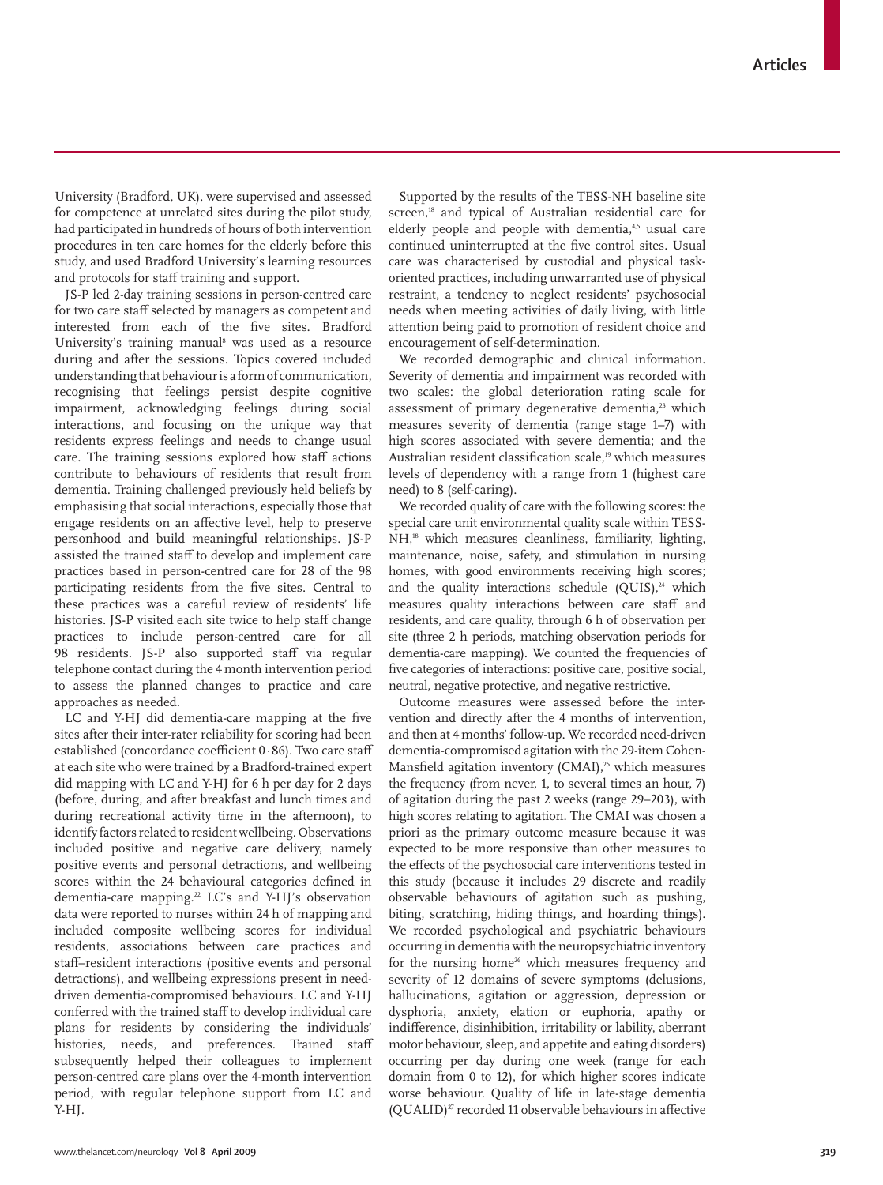University (Bradford, UK), were supervised and assessed for competence at unrelated sites during the pilot study, had participated in hundreds of hours of both intervention procedures in ten care homes for the elderly before this study, and used Bradford University's learning resources and protocols for staff training and support.

JS-P led 2-day training sessions in person-centred care for two care staff selected by managers as competent and interested from each of the five sites. Bradford University's training manual[8] was used as a resource during and after the sessions. Topics covered included understanding that behaviour is a form of communication, recognising that feelings persist despite cognitive impairment, acknowledging feelings during social interactions, and focusing on the unique way that residents express feelings and needs to change usual care. The training sessions explored how staff actions contribute to behaviours of residents that result from dementia. Training challenged previously held beliefs by emphasising that social interactions, especially those that engage residents on an affective level, help to preserve personhood and build meaningful relationships. JS-P assisted the trained staff to develop and implement care practices based in person-centred care for 28 of the 98 participating residents from the five sites. Central to these practices was a careful review of residents' life histories. JS-P visited each site twice to help staff change practices to include person-centred care for all 98 residents. JS-P also supported staff via regular telephone contact during the 4 month intervention period to assess the planned changes to practice and care approaches as needed.

LC and Y-HJ did dementia-care mapping at the five sites after their inter-rater reliability for scoring had been established (concordance coefficient 0·86). Two care staff at each site who were trained by a Bradford-trained expert did mapping with LC and Y-HJ for 6 h per day for 2 days (before, during, and after breakfast and lunch times and during recreational activity time in the afternoon), to identify factors related to resident wellbeing. Observations included positive and negative care delivery, namely positive events and personal detractions, and wellbeing scores within the 24 behavioural categories defined in dementia-care mapping.[22] LC's and Y-HJ's observation data were reported to nurses within 24 h of mapping and included composite wellbeing scores for individual residents, associations between care practices and staff–resident interactions (positive events and personal detractions), and wellbeing expressions present in need-driven dementia-compromised behaviours. LC and Y-HJ conferred with the trained staff to develop individual care plans for residents by considering the individuals' histories, needs, and preferences. Trained staff subsequently helped their colleagues to implement person-centred care plans over the 4-month intervention period, with regular telephone support from LC and Y-HJ.

Supported by the results of the TESS-NH baseline site screen,[18] and typical of Australian residential care for elderly people and people with dementia,[4,5] usual care continued uninterrupted at the five control sites. Usual care was characterised by custodial and physical task-oriented practices, including unwarranted use of physical restraint, a tendency to neglect residents' psychosocial needs when meeting activities of daily living, with little attention being paid to promotion of resident choice and encouragement of self-determination.

We recorded demographic and clinical information. Severity of dementia and impairment was recorded with two scales: the global deterioration rating scale for assessment of primary degenerative dementia,[23] which measures severity of dementia (range stage 1–7) with high scores associated with severe dementia; and the Australian resident classification scale,[19] which measures levels of dependency with a range from 1 (highest care need) to 8 (self-caring).

We recorded quality of care with the following scores: the special care unit environmental quality scale within TESS-NH,[18] which measures cleanliness, familiarity, lighting, maintenance, noise, safety, and stimulation in nursing homes, with good environments receiving high scores; and the quality interactions schedule (QUIS),[24] which measures quality interactions between care staff and residents, and care quality, through 6 h of observation per site (three 2 h periods, matching observation periods for dementia-care mapping). We counted the frequencies of five categories of interactions: positive care, positive social, neutral, negative protective, and negative restrictive.

Outcome measures were assessed before the intervention and directly after the 4 months of intervention, and then at 4 months' follow-up. We recorded need-driven dementia-compromised agitation with the 29-item Cohen-Mansfield agitation inventory (CMAI),[25] which measures the frequency (from never, 1, to several times an hour, 7) of agitation during the past 2 weeks (range 29–203), with high scores relating to agitation. The CMAI was chosen a priori as the primary outcome measure because it was expected to be more responsive than other measures to the effects of the psychosocial care interventions tested in this study (because it includes 29 discrete and readily observable behaviours of agitation such as pushing, biting, scratching, hiding things, and hoarding things). We recorded psychological and psychiatric behaviours occurring in dementia with the neuropsychiatric inventory for the nursing home[26] which measures frequency and severity of 12 domains of severe symptoms (delusions, hallucinations, agitation or aggression, depression or dysphoria, anxiety, elation or euphoria, apathy or indifference, disinhibition, irritability or lability, aberrant motor behaviour, sleep, and appetite and eating disorders) occurring per day during one week (range for each domain from 0 to 12), for which higher scores indicate worse behaviour. Quality of life in late-stage dementia (QUALID)[27] recorded 11 observable behaviours in affective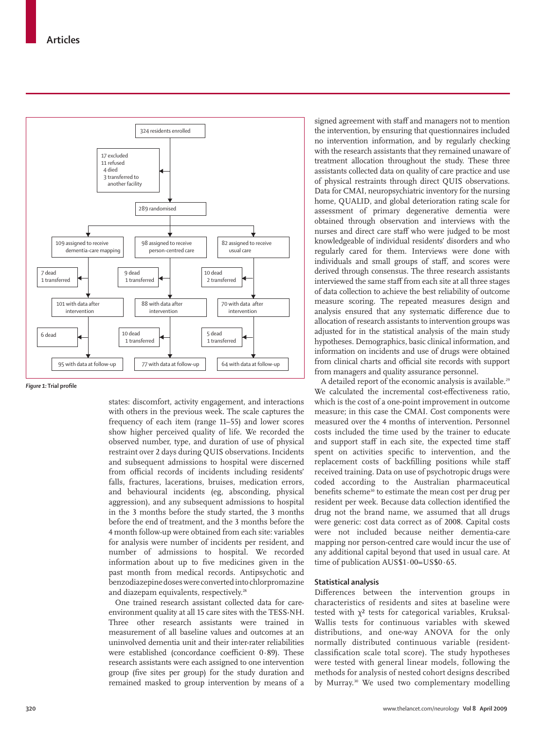324 residents enrolled

17 excluded
11 refused
4 died
3 transferred to another facility

289 randomised

109 assigned to receive dementia-care mapping

98 assigned to receive person-centred care

82 assigned to receive usual care

7 dead
1 transferred

9 dead
1 transferred

10 dead
2 transferred

101 with data after intervention

88 with data after intervention

70 with data after intervention

6 dead

10 dead
1 transferred

5 dead
1 transferred

95 with data at follow-up

77 with data at follow-up

64 with data at follow-up

*Figure 1:* **Trial profile**

states: discomfort, activity engagement, and interactions with others in the previous week. The scale captures the frequency of each item (range 11–55) and lower scores show higher perceived quality of life. We recorded the observed number, type, and duration of use of physical restraint over 2 days during QUIS observations. Incidents and subsequent admissions to hospital were discerned from official records of incidents including residents' falls, fractures, lacerations, bruises, medication errors, and behavioural incidents (eg, absconding, physical aggression), and any subsequent admissions to hospital in the 3 months before the study started, the 3 months before the end of treatment, and the 3 months before the 4 month follow-up were obtained from each site: variables for analysis were number of incidents per resident, and number of admissions to hospital. We recorded information about up to five medicines given in the past month from medical records. Antipsychotic and benzodiazepine doses were converted into chlorpromazine and diazepam equivalents, respectively.[28]

One trained research assistant collected data for care-environment quality at all 15 care sites with the TESS-NH. Three other research assistants were trained in measurement of all baseline values and outcomes at an uninvolved dementia unit and their inter-rater reliabilities were established (concordance coefficient 0·89). These research assistants were each assigned to one intervention group (five sites per group) for the study duration and remained masked to group intervention by means of a signed agreement with staff and managers not to mention the intervention, by ensuring that questionnaires included no intervention information, and by regularly checking with the research assistants that they remained unaware of treatment allocation throughout the study. These three assistants collected data on quality of care practice and use of physical restraints through direct QUIS observations. Data for CMAI, neuropsychiatric inventory for the nursing home, QUALID, and global deterioration rating scale for assessment of primary degenerative dementia were obtained through observation and interviews with the nurses and direct care staff who were judged to be most knowledgeable of individual residents' disorders and who regularly cared for them. Interviews were done with individuals and small groups of staff, and scores were derived through consensus. The three research assistants interviewed the same staff from each site at all three stages of data collection to achieve the best reliability of outcome measure scoring. The repeated measures design and analysis ensured that any systematic difference due to allocation of research assistants to intervention groups was adjusted for in the statistical analysis of the main study hypotheses. Demographics, basic clinical information, and information on incidents and use of drugs were obtained from clinical charts and official site records with support from managers and quality assurance personnel.

A detailed report of the economic analysis is available.[29] We calculated the incremental cost-effectiveness ratio, which is the cost of a one-point improvement in outcome measure; in this case the CMAI. Cost components were measured over the 4 months of intervention. Personnel costs included the time used by the trainer to educate and support staff in each site, the expected time staff spent on activities specific to intervention, and the replacement costs of backfilling positions while staff received training. Data on use of psychotropic drugs were coded according to the Australian pharmaceutical benefits scheme[30] to estimate the mean cost per drug per resident per week. Because data collection identified the drug not the brand name, we assumed that all drugs were generic: cost data correct as of 2008. Capital costs were not included because neither dementia-care mapping nor person-centred care would incur the use of any additional capital beyond that used in usual care. At time of publication AUS\$1·00=US\$0·65.

### Statistical analysis

Differences between the intervention groups in characteristics of residents and sites at baseline were tested with $\chi^2$ tests for categorical variables, Kruskal-Wallis tests for continuous variables with skewed distributions, and one-way ANOVA for the only normally distributed continuous variable (resident-classification scale total score). The study hypotheses were tested with general linear models, following the methods for analysis of nested cohort designs described by Murray.[30] We used two complementary modelling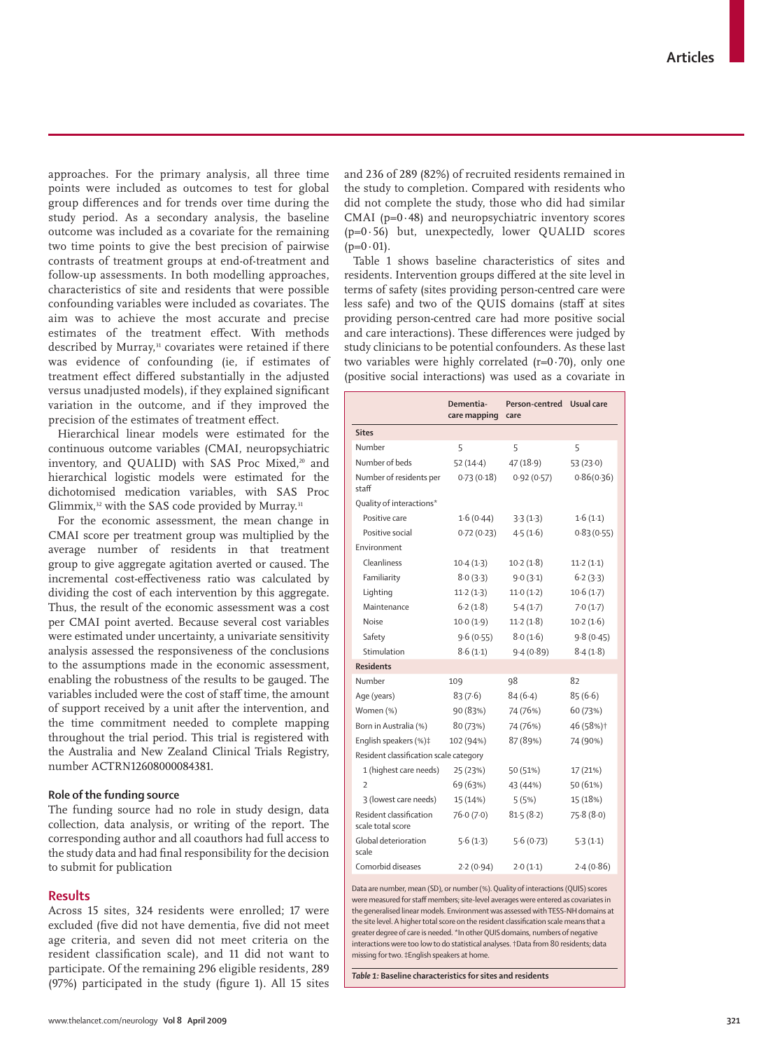approaches. For the primary analysis, all three time points were included as outcomes to test for global group differences and for trends over time during the study period. As a secondary analysis, the baseline outcome was included as a covariate for the remaining two time points to give the best precision of pairwise contrasts of treatment groups at end-of-treatment and follow-up assessments. In both modelling approaches, characteristics of site and residents that were possible confounding variables were included as covariates. The aim was to achieve the most accurate and precise estimates of the treatment effect. With methods described by Murray,[31] covariates were retained if there was evidence of confounding (ie, if estimates of treatment effect differed substantially in the adjusted versus unadjusted models), if they explained significant variation in the outcome, and if they improved the precision of the estimates of treatment effect.

Hierarchical linear models were estimated for the continuous outcome variables (CMAI, neuropsychiatric inventory, and QUALID) with SAS Proc Mixed,[20] and hierarchical logistic models were estimated for the dichotomised medication variables, with SAS Proc Glimmix,[32] with the SAS code provided by Murray.[31]

For the economic assessment, the mean change in CMAI score per treatment group was multiplied by the average number of residents in that treatment group to give aggregate agitation averted or caused. The incremental cost-effectiveness ratio was calculated by dividing the cost of each intervention by this aggregate. Thus, the result of the economic assessment was a cost per CMAI point averted. Because several cost variables were estimated under uncertainty, a univariate sensitivity analysis assessed the responsiveness of the conclusions to the assumptions made in the economic assessment, enabling the robustness of the results to be gauged. The variables included were the cost of staff time, the amount of support received by a unit after the intervention, and the time commitment needed to complete mapping throughout the trial period. This trial is registered with the Australia and New Zealand Clinical Trials Registry, number ACTRN12608000084381.

### Role of the funding source

The funding source had no role in study design, data collection, data analysis, or writing of the report. The corresponding author and all coauthors had full access to the study data and had final responsibility for the decision to submit for publication

## Results

Across 15 sites, 324 residents were enrolled; 17 were excluded (five did not have dementia, five did not meet age criteria, and seven did not meet criteria on the resident classification scale), and 11 did not want to participate. Of the remaining 296 eligible residents, 289 (97%) participated in the study (figure 1). All 15 sites and 236 of 289 (82%) of recruited residents remained in the study to completion. Compared with residents who did not complete the study, those who did had similar CMAI (p=0·48) and neuropsychiatric inventory scores (p=0·56) but, unexpectedly, lower QUALID scores (p=0·01).

Table 1 shows baseline characteristics of sites and residents. Intervention groups differed at the site level in terms of safety (sites providing person-centred care were less safe) and two of the QUIS domains (staff at sites providing person-centred care had more positive social and care interactions). These differences were judged by study clinicians to be potential confounders. As these last two variables were highly correlated (r=0·70), only one (positive social interactions) was used as a covariate in

| | Dementia-care mapping | Person-centred care | Usual care |
|---|---|---|---|
| **Sites** | | | |
| Number | 5 | 5 | 5 |
| Number of beds | 52 (14·4) | 47 (18·9) | 53 (23·0) |
| Number of residents per staff | 0·73 (0·18) | 0·92 (0·57) | 0·86 (0·36) |
| Quality of interactions* | | | |
| Positive care | 1·6 (0·44) | 3·3 (1·3) | 1·6 (1·1) |
| Positive social | 0·72 (0·23) | 4·5 (1·6) | 0·83 (0·55) |
| Environment | | | |
| Cleanliness | 10·4 (1·3) | 10·2 (1·8) | 11·2 (1·1) |
| Familiarity | 8·0 (3·3) | 9·0 (3·1) | 6·2 (3·3) |
| Lighting | 11·2 (1·3) | 11·0 (1·2) | 10·6 (1·7) |
| Maintenance | 6·2 (1·8) | 5·4 (1·7) | 7·0 (1·7) |
| Noise | 10·0 (1·9) | 11·2 (1·8) | 10·2 (1·6) |
| Safety | 9·6 (0·55) | 8·0 (1·6) | 9·8 (0·45) |
| Stimulation | 8·6 (1·1) | 9·4 (0·89) | 8·4 (1·8) |
| **Residents** | | | |
| Number | 109 | 98 | 82 |
| Age (years) | 83 (7·6) | 84 (6·4) | 85 (6·6) |
| Women (%) | 90 (83%) | 74 (76%) | 60 (73%) |
| Born in Australia (%) | 80 (73%) | 74 (76%) | 46 (58%)† |
| English speakers (%)‡ | 102 (94%) | 87 (89%) | 74 (90%) |
| Resident classification scale category | | | |
| 1 (highest care needs) | 25 (23%) | 50 (51%) | 17 (21%) |
| 2 | 69 (63%) | 43 (44%) | 50 (61%) |
| 3 (lowest care needs) | 15 (14%) | 5 (5%) | 15 (18%) |
| Resident classification scale total score | 76·0 (7·0) | 81·5 (8·2) | 75·8 (8·0) |
| Global deterioration scale | 5·6 (1·3) | 5·6 (0·73) | 5·3 (1·1) |
| Comorbid diseases | 2·2 (0·94) | 2·0 (1·1) | 2·4 (0·86) |

Data are number, mean (SD), or number (%). Quality of interactions (QUIS) scores were measured for staff members; site-level averages were entered as covariates in the generalised linear models. Environment was assessed with TESS-NH domains at the site level. A higher total score on the resident classification scale means that a greater degree of care is needed. *In other QUIS domains, numbers of negative interactions were too low to do statistical analyses. †Data from 80 residents; data missing for two. ‡English speakers at home.

*Table 1:* **Baseline characteristics for sites and residents**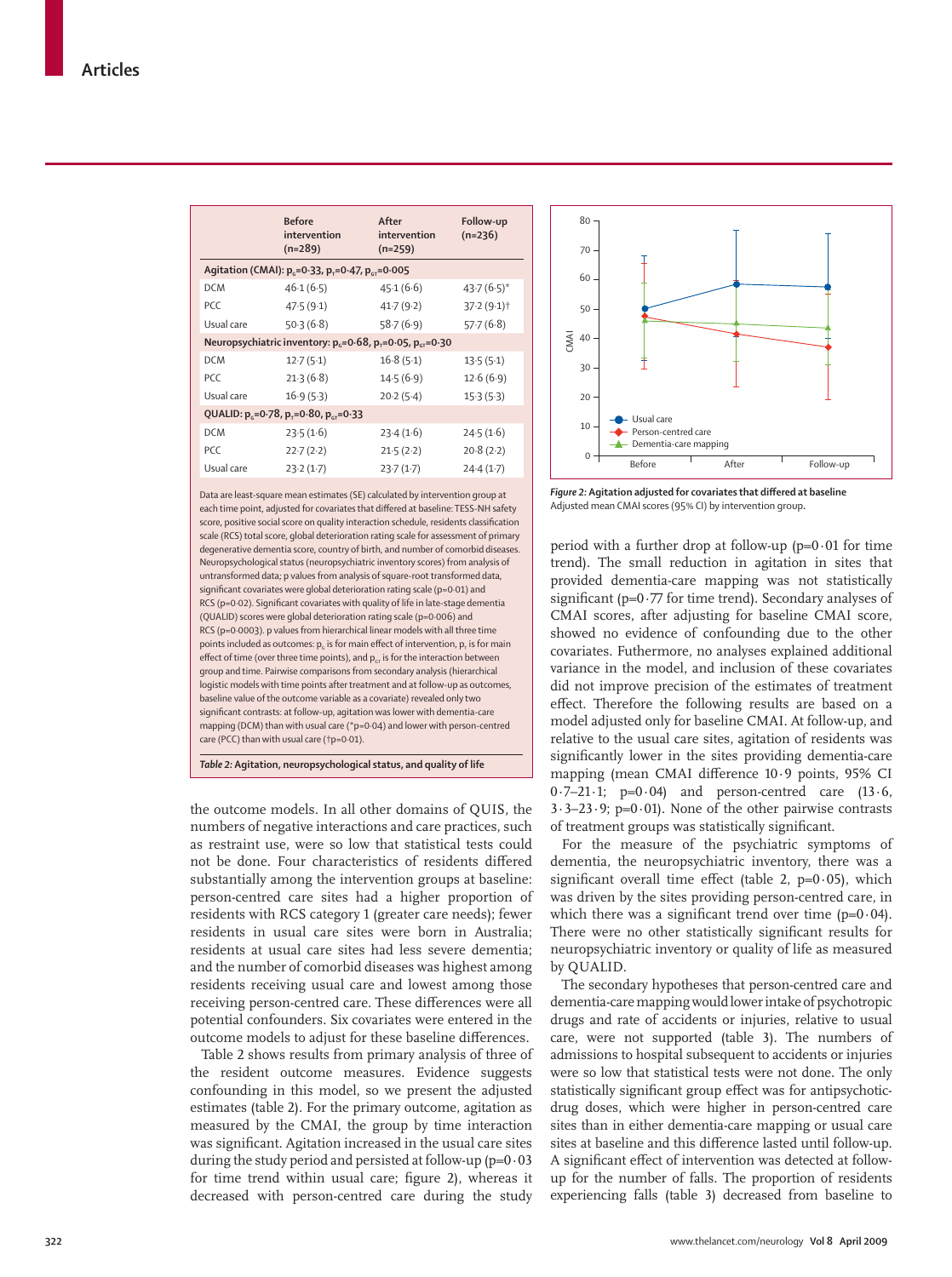|  | Before intervention (n=289) | After intervention (n=259) | Follow-up (n=236) |
|---|---|---|---|
| **Agitation (CMAI): $p_G$=0·33, $p_T$=0·47, $p_{GT}$=0·005** | | | |
| DCM | 46·1 (6·5) | 45·1 (6·6) | 43·7 (6·5)* |
| PCC | 47·5 (9·1) | 41·7 (9·2) | 37·2 (9·1)† |
| Usual care | 50·3 (6·8) | 58·7 (6·9) | 57·7 (6·8) |
| **Neuropsychiatric inventory: $p_G$=0·68, $p_T$=0·05, $p_{GT}$=0·30** | | | |
| DCM | 12·7 (5·1) | 16·8 (5·1) | 13·5 (5·1) |
| PCC | 21·3 (6·8) | 14·5 (6·9) | 12·6 (6·9) |
| Usual care | 16·9 (5·3) | 20·2 (5·4) | 15·3 (5·3) |
| **QUALID: $p_G$=0·78, $p_T$=0·80, $p_{GT}$=0·33** | | | |
| DCM | 23·5 (1·6) | 23·4 (1·6) | 24·5 (1·6) |
| PCC | 22·7 (2·2) | 21·5 (2·2) | 20·8 (2·2) |
| Usual care | 23·2 (1·7) | 23·7 (1·7) | 24·4 (1·7) |

Data are least-square mean estimates (SE) calculated by intervention group at each time point, adjusted for covariates that differed at baseline: TESS-NH safety score, positive social score on quality interaction schedule, residents classification scale (RCS) total score, global deterioration rating scale for assessment of primary degenerative dementia score, country of birth, and number of comorbid diseases. Neuropsychological status (neuropsychiatric inventory scores) from analysis of untransformed data; p values from analysis of square-root transformed data, significant covariates were global deterioration rating scale (p=0·01) and RCS (p=0·02). Significant covariates with quality of life in late-stage dementia (QUALID) scores were global deterioration rating scale (p=0·006) and RCS (p=0·0003). p values from hierarchical linear models with all three time points included as outcomes: $p_G$ is for main effect of intervention, $p_T$ is for main effect of time (over three time points), and $p_{GT}$ is for the interaction between group and time. Pairwise comparisons from secondary analysis (hierarchical logistic models with time points after treatment and at follow-up as outcomes, baseline value of the outcome variable as a covariate) revealed only two significant contrasts: at follow-up, agitation was lower with dementia-care mapping (DCM) than with usual care (*p=0·04) and lower with person-centred care (PCC) than with usual care (†p=0·01).

*Table 2:* **Agitation, neuropsychological status, and quality of life**

the outcome models. In all other domains of QUIS, the numbers of negative interactions and care practices, such as restraint use, were so low that statistical tests could not be done. Four characteristics of residents differed substantially among the intervention groups at baseline: person-centred care sites had a higher proportion of residents with RCS category 1 (greater care needs); fewer residents in usual care sites were born in Australia; residents at usual care sites had less severe dementia; and the number of comorbid diseases was highest among residents receiving usual care and lowest among those receiving person-centred care. These differences were all potential confounders. Six covariates were entered in the outcome models to adjust for these baseline differences.

Table 2 shows results from primary analysis of three of the resident outcome measures. Evidence suggests confounding in this model, so we present the adjusted estimates (table 2). For the primary outcome, agitation as measured by the CMAI, the group by time interaction was significant. Agitation increased in the usual care sites during the study period and persisted at follow-up (p=0·03 for time trend within usual care; figure 2), whereas it decreased with person-centred care during the study

*Figure 2:* **Agitation adjusted for covariates that differed at baseline**
Adjusted mean CMAI scores (95% CI) by intervention group.

period with a further drop at follow-up (p=0·01 for time trend). The small reduction in agitation in sites that provided dementia-care mapping was not statistically significant (p=0·77 for time trend). Secondary analyses of CMAI scores, after adjusting for baseline CMAI score, showed no evidence of confounding due to the other covariates. Futhermore, no analyses explained additional variance in the model, and inclusion of these covariates did not improve precision of the estimates of treatment effect. Therefore the following results are based on a model adjusted only for baseline CMAI. At follow-up, and relative to the usual care sites, agitation of residents was significantly lower in the sites providing dementia-care mapping (mean CMAI difference 10·9 points, 95% CI 0·7–21·1; p=0·04) and person-centred care (13·6, 3·3–23·9; p=0·01). None of the other pairwise contrasts of treatment groups was statistically significant.

For the measure of the psychiatric symptoms of dementia, the neuropsychiatric inventory, there was a significant overall time effect (table 2, p=0·05), which was driven by the sites providing person-centred care, in which there was a significant trend over time (p=0·04). There were no other statistically significant results for neuropsychiatric inventory or quality of life as measured by QUALID.

The secondary hypotheses that person-centred care and dementia-care mapping would lower intake of psychotropic drugs and rate of accidents or injuries, relative to usual care, were not supported (table 3). The numbers of admissions to hospital subsequent to accidents or injuries were so low that statistical tests were not done. The only statistically significant group effect was for antipsychotic-drug doses, which were higher in person-centred care sites than in either dementia-care mapping or usual care sites at baseline and this difference lasted until follow-up. A significant effect of intervention was detected at follow-up for the number of falls. The proportion of residents experiencing falls (table 3) decreased from baseline to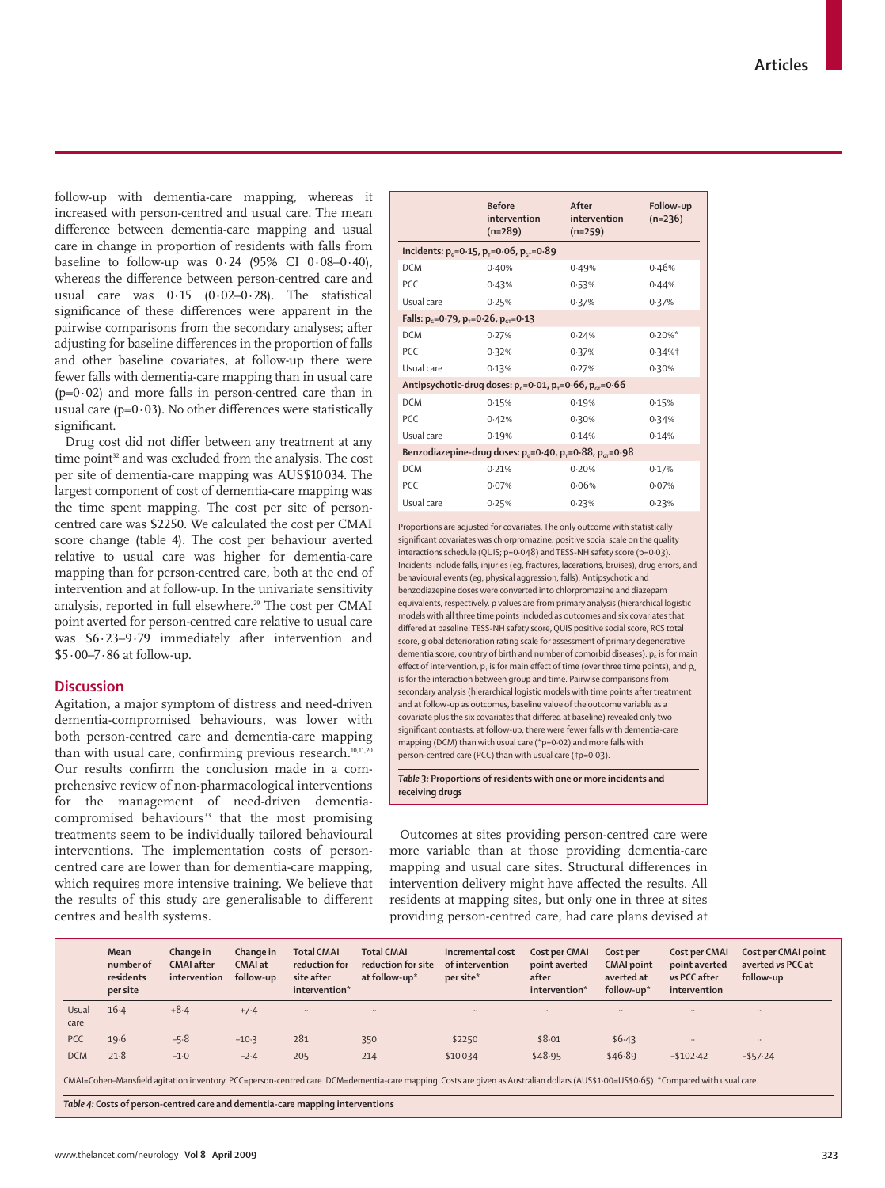follow-up with dementia-care mapping, whereas it increased with person-centred and usual care. The mean difference between dementia-care mapping and usual care in change in proportion of residents with falls from baseline to follow-up was 0·24 (95% CI 0·08–0·40), whereas the difference between person-centred care and usual care was 0·15 (0·02–0·28). The statistical significance of these differences were apparent in the pairwise comparisons from the secondary analyses; after adjusting for baseline differences in the proportion of falls and other baseline covariates, at follow-up there were fewer falls with dementia-care mapping than in usual care ($p=0·02$) and more falls in person-centred care than in usual care ($p=0·03$). No other differences were statistically significant.

Drug cost did not differ between any treatment at any time point[32] and was excluded from the analysis. The cost per site of dementia-care mapping was AUS$10 034. The largest component of cost of dementia-care mapping was the time spent mapping. The cost per site of person-centred care was $2250. We calculated the cost per CMAI score change (table 4). The cost per behaviour averted relative to usual care was higher for dementia-care mapping than for person-centred care, both at the end of intervention and at follow-up. In the univariate sensitivity analysis, reported in full elsewhere.[29] The cost per CMAI point averted for person-centred care relative to usual care was $6·23–9·79 immediately after intervention and $5·00–7·86 at follow-up.

| | Before intervention (n=289) | After intervention (n=259) | Follow-up (n=236) |
|---|---|---|---|
| **Incidents: $p_G=0·15$, $p_T=0·06$, $p_{GT}=0·89$** | | | |
| DCM | 0·40% | 0·49% | 0·46% |
| PCC | 0·43% | 0·53% | 0·44% |
| Usual care | 0·25% | 0·37% | 0·37% |
| **Falls: $p_G=0·79$, $p_T=0·26$, $p_{GT}=0·13$** | | | |
| DCM | 0·27% | 0·24% | 0·20%* |
| PCC | 0·32% | 0·37% | 0·34%† |
| Usual care | 0·13% | 0·27% | 0·30% |
| **Antipsychotic-drug doses: $p_G=0·01$, $p_T=0·66$, $p_{GT}=0·66$** | | | |
| DCM | 0·15% | 0·19% | 0·15% |
| PCC | 0·42% | 0·30% | 0·34% |
| Usual care | 0·19% | 0·14% | 0·14% |
| **Benzodiazepine-drug doses: $p_G=0·40$, $p_T=0·88$, $p_{GT}=0·98$** | | | |
| DCM | 0·21% | 0·20% | 0·17% |
| PCC | 0·07% | 0·06% | 0·07% |
| Usual care | 0·25% | 0·23% | 0·23% |

Proportions are adjusted for covariates. The only outcome with statistically significant covariates was chlorpromazine: positive social scale on the quality interactions schedule (QUIS; p=0·048) and TESS-NH safety score (p=0·03). Incidents include falls, injuries (eg, fractures, lacerations, bruises), drug errors, and behavioural events (eg, physical aggression, falls). Antipsychotic and benzodiazepine doses were converted into chlorpromazine and diazepam equivalents, respectively. p values are from primary analysis (hierarchical logistic models with all three time points included as outcomes and six covariates that differed at baseline: TESS-NH safety score, QUIS positive social score, RCS total score, global deterioration rating scale for assessment of primary degenerative dementia score, country of birth and number of comorbid diseases): $p_G$ is for main effect of intervention, $p_T$ is for main effect of time (over three time points), and $p_{GT}$ is for the interaction between group and time. Pairwise comparisons from secondary analysis (hierarchical logistic models with time points after treatment and at follow-up as outcomes, baseline value of the outcome variable as a covariate plus the six covariates that differed at baseline) revealed only two significant contrasts: at follow-up, there were fewer falls with dementia-care mapping (DCM) than with usual care (*p=0·02) and more falls with person-centred care (PCC) than with usual care (†p=0·03).

*Table 3:* **Proportions of residents with one or more incidents and receiving drugs**

## Discussion

Agitation, a major symptom of distress and need-driven dementia-compromised behaviours, was lower with both person-centred care and dementia-care mapping than with usual care, confirming previous research.[10,11,20] Our results confirm the conclusion made in a comprehensive review of non-pharmacological interventions for the management of need-driven dementia-compromised behaviours[33] that the most promising treatments seem to be individually tailored behavioural interventions. The implementation costs of person-centred care are lower than for dementia-care mapping, which requires more intensive training. We believe that the results of this study are generalisable to different centres and health systems.

Outcomes at sites providing person-centred care were more variable than at those providing dementia-care mapping and usual care sites. Structural differences in intervention delivery might have affected the results. All residents at mapping sites, but only one in three at sites providing person-centred care, had care plans devised at

| | Mean number of residents per site | Change in CMAI after intervention | Change in CMAI at follow-up | Total CMAI reduction for site after intervention* | Total CMAI reduction for site at follow-up* | Incremental cost of intervention per site* | Cost per CMAI point averted after intervention* | Cost per CMAI point averted at follow-up* | Cost per CMAI point averted vs PCC after intervention | Cost per CMAI point averted vs PCC at follow-up |
|---|---|---|---|---|---|---|---|---|---|---|
| Usual care | 16·4 | +8·4 | +7·4 | .. | .. | .. | .. | .. | .. | .. |
| PCC | 19·6 | −5·8 | −10·3 | 281 | 350 | $2250 | $8·01 | $6·43 | .. | .. |
| DCM | 21·8 | −1·0 | −2·4 | 205 | 214 | $10 034 | $48·95 | $46·89 | −$102·42 | −$57·24 |

CMAI=Cohen-Mansfield agitation inventory. PCC=person-centred care. DCM=dementia-care mapping. Costs are given as Australian dollars (AUS$1·00=US$0·65). *Compared with usual care.

*Table 4:* **Costs of person-centred care and dementia-care mapping interventions**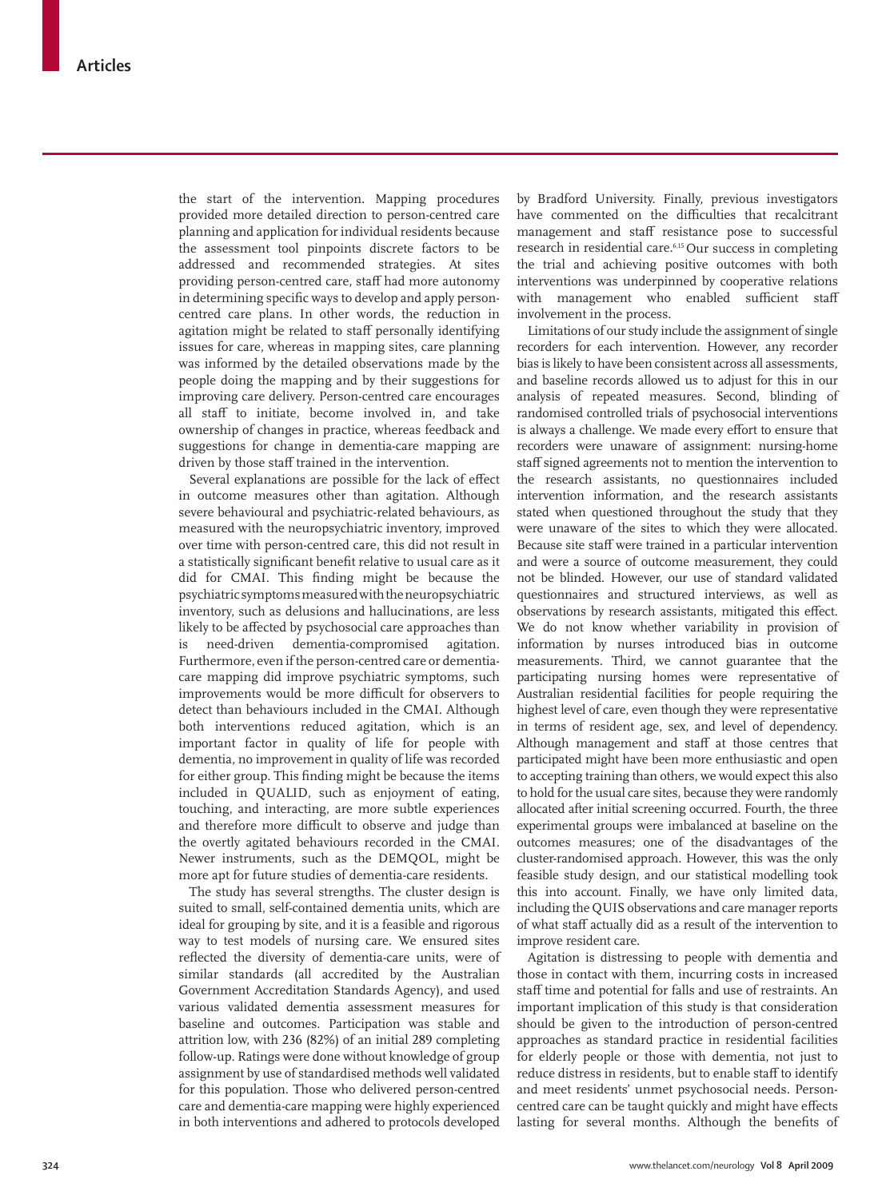the start of the intervention. Mapping procedures provided more detailed direction to person-centred care planning and application for individual residents because the assessment tool pinpoints discrete factors to be addressed and recommended strategies. At sites providing person-centred care, staff had more autonomy in determining specific ways to develop and apply person-centred care plans. In other words, the reduction in agitation might be related to staff personally identifying issues for care, whereas in mapping sites, care planning was informed by the detailed observations made by the people doing the mapping and by their suggestions for improving care delivery. Person-centred care encourages all staff to initiate, become involved in, and take ownership of changes in practice, whereas feedback and suggestions for change in dementia-care mapping are driven by those staff trained in the intervention.

Several explanations are possible for the lack of effect in outcome measures other than agitation. Although severe behavioural and psychiatric-related behaviours, as measured with the neuropsychiatric inventory, improved over time with person-centred care, this did not result in a statistically significant benefit relative to usual care as it did for CMAI. This finding might be because the psychiatric symptoms measured with the neuropsychiatric inventory, such as delusions and hallucinations, are less likely to be affected by psychosocial care approaches than is need-driven dementia-compromised agitation. Furthermore, even if the person-centred care or dementia-care mapping did improve psychiatric symptoms, such improvements would be more difficult for observers to detect than behaviours included in the CMAI. Although both interventions reduced agitation, which is an important factor in quality of life for people with dementia, no improvement in quality of life was recorded for either group. This finding might be because the items included in QUALID, such as enjoyment of eating, touching, and interacting, are more subtle experiences and therefore more difficult to observe and judge than the overtly agitated behaviours recorded in the CMAI. Newer instruments, such as the DEMQOL, might be more apt for future studies of dementia-care residents.

The study has several strengths. The cluster design is suited to small, self-contained dementia units, which are ideal for grouping by site, and it is a feasible and rigorous way to test models of nursing care. We ensured sites reflected the diversity of dementia-care units, were of similar standards (all accredited by the Australian Government Accreditation Standards Agency), and used various validated dementia assessment measures for baseline and outcomes. Participation was stable and attrition low, with 236 (82%) of an initial 289 completing follow-up. Ratings were done without knowledge of group assignment by use of standardised methods well validated for this population. Those who delivered person-centred care and dementia-care mapping were highly experienced in both interventions and adhered to protocols developed by Bradford University. Finally, previous investigators have commented on the difficulties that recalcitrant management and staff resistance pose to successful research in residential care.[6,15] Our success in completing the trial and achieving positive outcomes with both interventions was underpinned by cooperative relations with management who enabled sufficient staff involvement in the process.

Limitations of our study include the assignment of single recorders for each intervention. However, any recorder bias is likely to have been consistent across all assessments, and baseline records allowed us to adjust for this in our analysis of repeated measures. Second, blinding of randomised controlled trials of psychosocial interventions is always a challenge. We made every effort to ensure that recorders were unaware of assignment: nursing-home staff signed agreements not to mention the intervention to the research assistants, no questionnaires included intervention information, and the research assistants stated when questioned throughout the study that they were unaware of the sites to which they were allocated. Because site staff were trained in a particular intervention and were a source of outcome measurement, they could not be blinded. However, our use of standard validated questionnaires and structured interviews, as well as observations by research assistants, mitigated this effect. We do not know whether variability in provision of information by nurses introduced bias in outcome measurements. Third, we cannot guarantee that the participating nursing homes were representative of Australian residential facilities for people requiring the highest level of care, even though they were representative in terms of resident age, sex, and level of dependency. Although management and staff at those centres that participated might have been more enthusiastic and open to accepting training than others, we would expect this also to hold for the usual care sites, because they were randomly allocated after initial screening occurred. Fourth, the three experimental groups were imbalanced at baseline on the outcomes measures; one of the disadvantages of the cluster-randomised approach. However, this was the only feasible study design, and our statistical modelling took this into account. Finally, we have only limited data, including the QUIS observations and care manager reports of what staff actually did as a result of the intervention to improve resident care.

Agitation is distressing to people with dementia and those in contact with them, incurring costs in increased staff time and potential for falls and use of restraints. An important implication of this study is that consideration should be given to the introduction of person-centred approaches as standard practice in residential facilities for elderly people or those with dementia, not just to reduce distress in residents, but to enable staff to identify and meet residents' unmet psychosocial needs. Person-centred care can be taught quickly and might have effects lasting for several months. Although the benefits of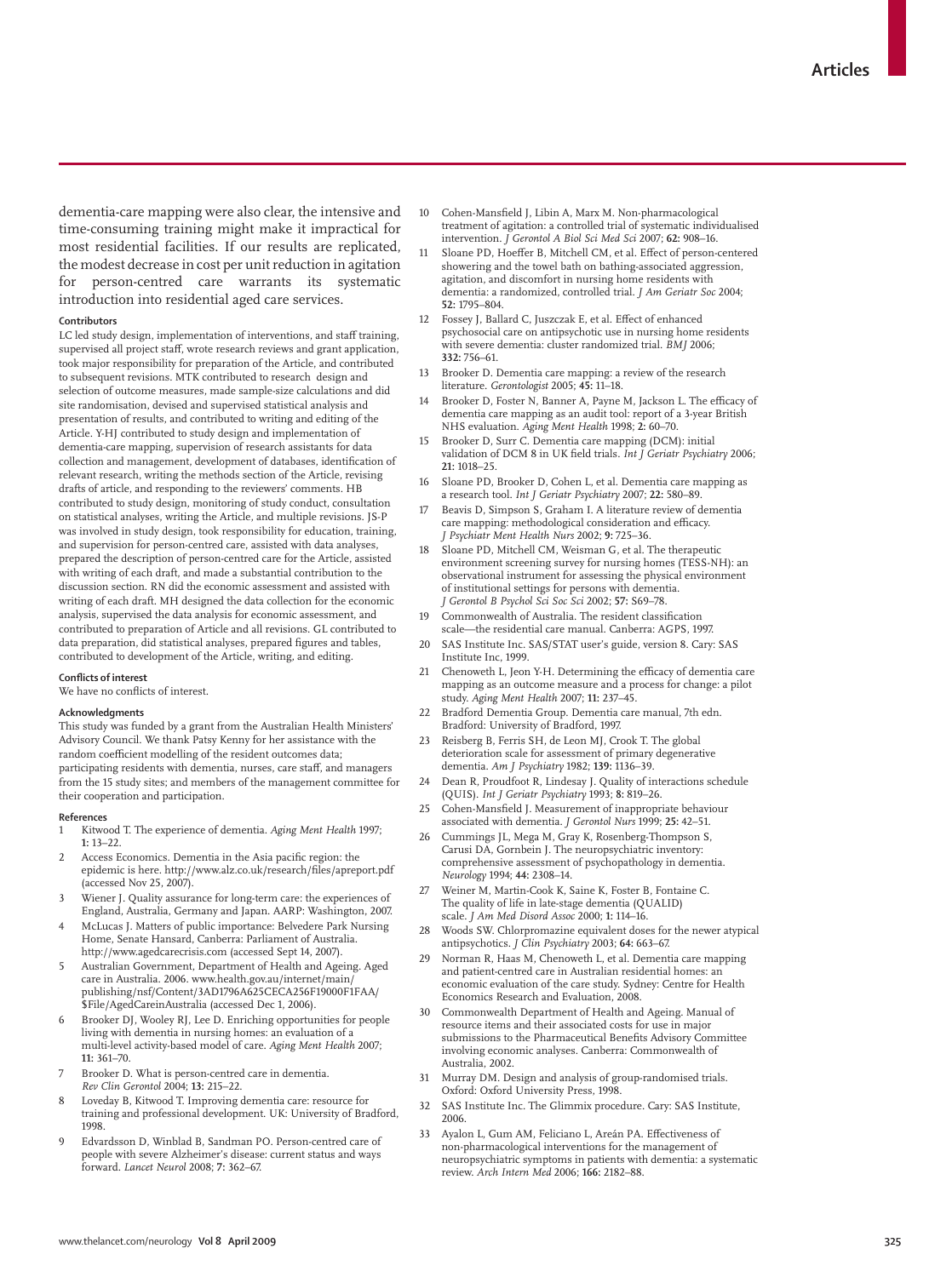dementia-care mapping were also clear, the intensive and time-consuming training might make it impractical for most residential facilities. If our results are replicated, the modest decrease in cost per unit reduction in agitation for person-centred care warrants its systematic introduction into residential aged care services.

#### Contributors

LC led study design, implementation of interventions, and staff training, supervised all project staff, wrote research reviews and grant application, took major responsibility for preparation of the Article, and contributed to subsequent revisions. MTK contributed to research design and selection of outcome measures, made sample-size calculations and did site randomisation, devised and supervised statistical analysis and presentation of results, and contributed to writing and editing of the Article. Y-HJ contributed to study design and implementation of dementia-care mapping, supervision of research assistants for data collection and management, development of databases, identification of relevant research, writing the methods section of the Article, revising drafts of article, and responding to the reviewers' comments. HB contributed to study design, monitoring of study conduct, consultation on statistical analyses, writing the Article, and multiple revisions. JS-P was involved in study design, took responsibility for education, training, and supervision for person-centred care, assisted with data analyses, prepared the description of person-centred care for the Article, assisted with writing of each draft, and made a substantial contribution to the discussion section. RN did the economic assessment and assisted with writing of each draft. MH designed the data collection for the economic analysis, supervised the data analysis for economic assessment, and contributed to preparation of Article and all revisions. GL contributed to data preparation, did statistical analyses, prepared figures and tables, contributed to development of the Article, writing, and editing.

#### Conflicts of interest

We have no conflicts of interest.

#### Acknowledgments

This study was funded by a grant from the Australian Health Ministers' Advisory Council. We thank Patsy Kenny for her assistance with the random coefficient modelling of the resident outcomes data; participating residents with dementia, nurses, care staff, and managers from the 15 study sites; and members of the management committee for their cooperation and participation.

#### References

1. Kitwood T. The experience of dementia. *Aging Ment Health* 1997; **1:** 13–22.
2. Access Economics. Dementia in the Asia pacific region: the epidemic is here. http://www.alz.co.uk/research/files/apreport.pdf (accessed Nov 25, 2007).
3. Wiener J. Quality assurance for long-term care: the experiences of England, Australia, Germany and Japan. AARP: Washington, 2007.
4. McLucas J. Matters of public importance: Belvedere Park Nursing Home, Senate Hansard, Canberra: Parliament of Australia. http://www.agedcarecrisis.com (accessed Sept 14, 2007).
5. Australian Government, Department of Health and Ageing. Aged care in Australia. 2006. www.health.gov.au/internet/main/publishing/nsf/Content/3AD1796A625CECA256F19000F1FAA/$File/AgedCareinAustralia (accessed Dec 1, 2006).
6. Brooker DJ, Wooley RJ, Lee D. Enriching opportunities for people living with dementia in nursing homes: an evaluation of a multi-level activity-based model of care. *Aging Ment Health* 2007; **11:** 361–70.
7. Brooker D. What is person-centred care in dementia. *Rev Clin Gerontol* 2004; **13:** 215–22.
8. Loveday B, Kitwood T. Improving dementia care: resource for training and professional development. UK: University of Bradford, 1998.
9. Edvardsson D, Winblad B, Sandman PO. Person-centred care of people with severe Alzheimer's disease: current status and ways forward. *Lancet Neurol* 2008; **7:** 362–67.
10. Cohen-Mansfield J, Libin A, Marx M. Non-pharmacological treatment of agitation: a controlled trial of systematic individualised intervention. *J Gerontol A Biol Sci Med Sci* 2007; **62:** 908–16.
11. Sloane PD, Hoeffer B, Mitchell CM, et al. Effect of person-centered showering and the towel bath on bathing-associated aggression, agitation, and discomfort in nursing home residents with dementia: a randomized, controlled trial. *J Am Geriatr Soc* 2004; **52:** 1795–804.
12. Fossey J, Ballard C, Juszczak E, et al. Effect of enhanced psychosocial care on antipsychotic use in nursing home residents with severe dementia: cluster randomized trial. *BMJ* 2006; **332:** 756–61.
13. Brooker D. Dementia care mapping: a review of the research literature. *Gerontologist* 2005; **45:** 11–18.
14. Brooker D, Foster N, Banner A, Payne M, Jackson L. The efficacy of dementia care mapping as an audit tool: report of a 3-year British NHS evaluation. *Aging Ment Health* 1998; **2:** 60–70.
15. Brooker D, Surr C. Dementia care mapping (DCM): initial validation of DCM 8 in UK field trials. *Int J Geriatr Psychiatry* 2006; **21:** 1018–25.
16. Sloane PD, Brooker D, Cohen L, et al. Dementia care mapping as a research tool. *Int J Geriatr Psychiatry* 2007; **22:** 580–89.
17. Beavis D, Simpson S, Graham I. A literature review of dementia care mapping: methodological consideration and efficacy. *J Psychiatr Ment Health Nurs* 2002; **9:** 725–36.
18. Sloane PD, Mitchell CM, Weisman G, et al. The therapeutic environment screening survey for nursing homes (TESS-NH): an observational instrument for assessing the physical environment of institutional settings for persons with dementia. *J Gerontol B Psychol Sci Soc Sci* 2002; **57:** S69–78.
19. Commonwealth of Australia. The resident classification scale—the residential care manual. Canberra: AGPS, 1997.
20. SAS Institute Inc. SAS/STAT user's guide, version 8. Cary: SAS Institute Inc, 1999.
21. Chenoweth L, Jeon Y-H. Determining the efficacy of dementia care mapping as an outcome measure and a process for change: a pilot study. *Aging Ment Health* 2007; **11:** 237–45.
22. Bradford Dementia Group. Dementia care manual, 7th edn. Bradford: University of Bradford, 1997.
23. Reisberg B, Ferris SH, de Leon MJ, Crook T. The global deterioration scale for assessment of primary degenerative dementia. *Am J Psychiatry* 1982; **139:** 1136–39.
24. Dean R, Proudfoot R, Lindesay J. Quality of interactions schedule (QUIS). *Int J Geriatr Psychiatry* 1993; **8:** 819–26.
25. Cohen-Mansfield J. Measurement of inappropriate behaviour associated with dementia. *J Gerontol Nurs* 1999; **25:** 42–51.
26. Cummings JL, Mega M, Gray K, Rosenberg-Thompson S, Carusi DA, Gornbein J. The neuropsychiatric inventory: comprehensive assessment of psychopathology in dementia. *Neurology* 1994; **44:** 2308–14.
27. Weiner M, Martin-Cook K, Saine K, Foster B, Fontaine C. The quality of life in late-stage dementia (QUALID) scale. *J Am Med Disord Assoc* 2000; **1:** 114–16.
28. Woods SW. Chlorpromazine equivalent doses for the newer atypical antipsychotics. *J Clin Psychiatry* 2003; **64:** 663–67.
29. Norman R, Haas M, Chenoweth L, et al. Dementia care mapping and patient-centred care in Australian residential homes: an economic evaluation of the care study. Sydney: Centre for Health Economics Research and Evaluation, 2008.
30. Commonwealth Department of Health and Ageing. Manual of resource items and their associated costs for use in major submissions to the Pharmaceutical Benefits Advisory Committee involving economic analyses. Canberra: Commonwealth of Australia, 2002.
31. Murray DM. Design and analysis of group-randomised trials. Oxford: Oxford University Press, 1998.
32. SAS Institute Inc. The Glimmix procedure. Cary: SAS Institute, 2006.
33. Ayalon L, Gum AM, Feliciano L, Areán PA. Effectiveness of non-pharmacological interventions for the management of neuropsychiatric symptoms in patients with dementia: a systematic review. *Arch Intern Med* 2006; **166:** 2182–88.